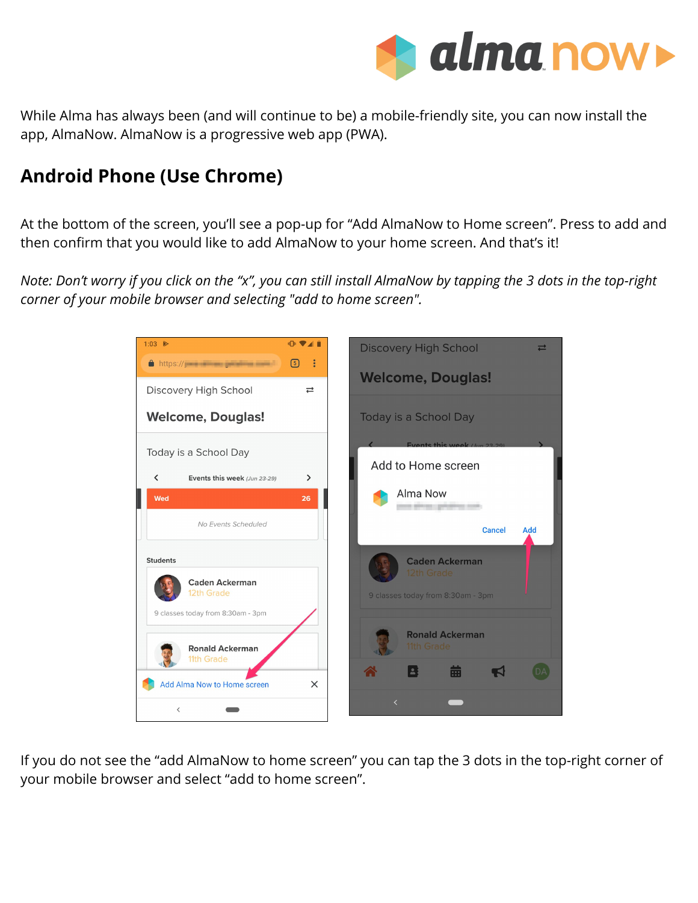While Alma has always been (and will continue to be) a mobile-friendly site, you can now install the app, AlmaNow. AlmaNow is a progressive web app (PWA).

## Android Phone (Use Chrome)

At the bottom of the screen, you'll see a pop-up for "Add AlmaNow to Home screen". Press to add and then confirm that you would like to add AlmaNow to your home screen. And that's it!

*Note: Don't worry if you click on the "x", you can still install AlmaNow by tapping the 3 dots in the top-right corner of your mobile browser and selecting "add to home screen".*

If you do not see the "add AlmaNow to home screen" you can tap the 3 dots in the top-right corner of your mobile browser and select "add to home screen".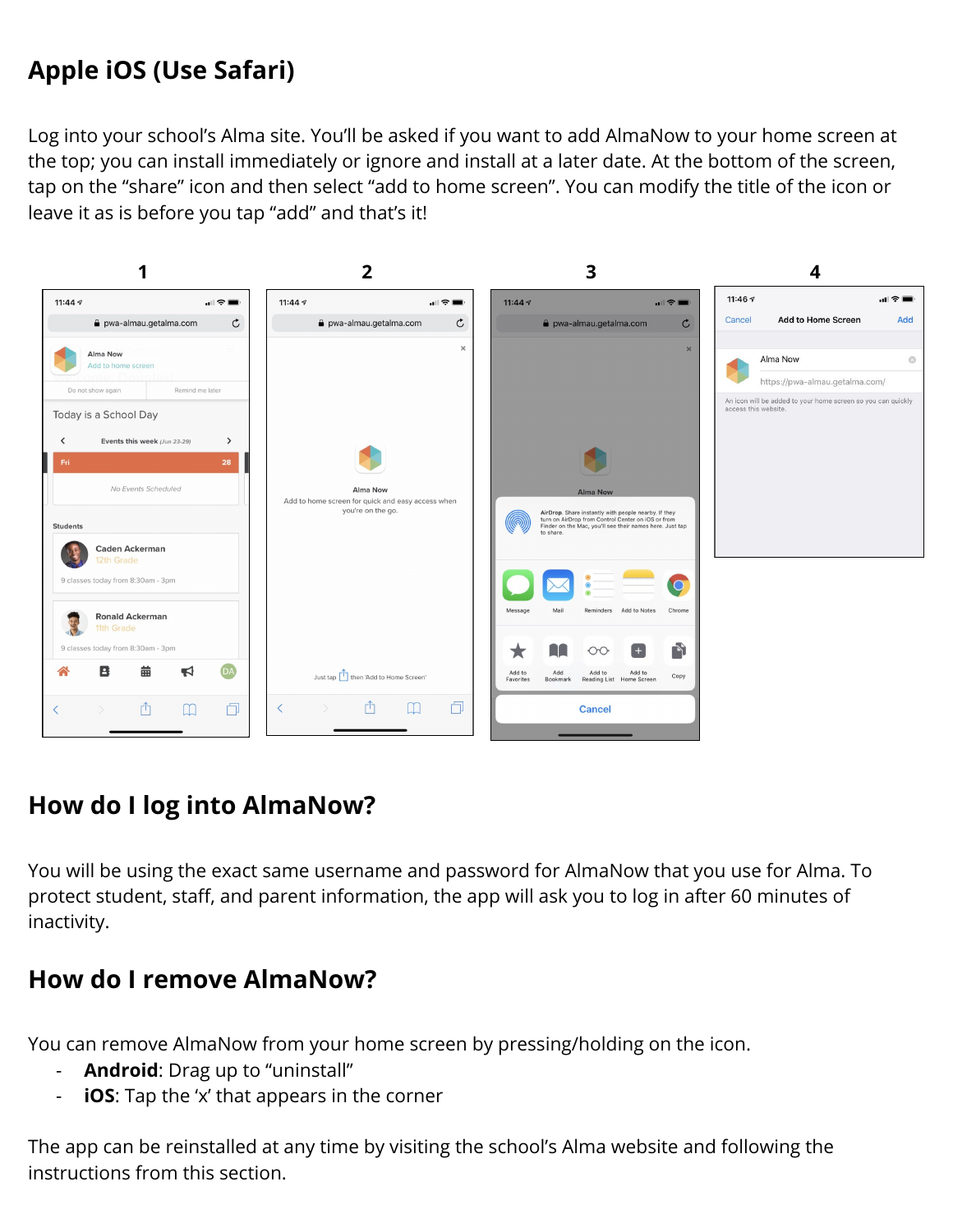## Apple iOS (Use Safari)

Log into your school's Alma site. You'll be asked if you want to add AlmaNow to your home screen at the top; you can install immediately or ignore and install at a later date. At the bottom of the screen, tap on the "share" icon and then select "add to home screen". You can modify the title of the icon or leave it as is before you tap "add" and that's it!

1

2

3

4

## How do I log into AlmaNow?

You will be using the exact same username and password for AlmaNow that you use for Alma. To protect student, staff, and parent information, the app will ask you to log in after 60 minutes of inactivity.

## How do I remove AlmaNow?

You can remove AlmaNow from your home screen by pressing/holding on the icon.

- **Android**: Drag up to "uninstall"
- **iOS**: Tap the 'x' that appears in the corner

The app can be reinstalled at any time by visiting the school's Alma website and following the instructions from this section.